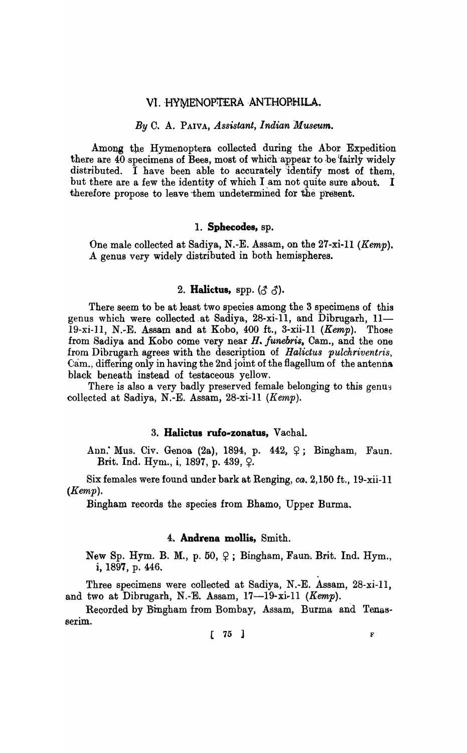# VI. HYMENOPTERA ANTHOPHILA.

*By* C. A. PAIVA, *Assistant, Indian Museum.*

Among the Hymenoptera collected during the Abor Expedition there are 40 specimens of Bees, most of which appear to be fairly widely distributed. I have been able to accurately identify most of them, but there are a few the identity of which I am not quite sure about. I therefore propose to leave them undetermined for the present.

## 1. **Sphecodes,** sp.

One male collected at Sadiya, N.-E. Assam, on the 27-xi-11 (*Kemp*). A genus very widely distributed in both hemispheres.

## 2. **Halictus,** spp. (♂ ♂).

There seem to be at least two species among the 3 specimens of this genus which were collected at Sadiya, 28-xi-11, and Dibrugarh, 11—19-xi-11, N.-E. Assam and at Kobo, 400 ft., 3-xii-11 (*Kemp*). Those from Sadiya and Kobo come very near *H. funebris*, Cam., and the one from Dibrugarh agrees with the description of *Halictus pulchriventris*, Cam., differing only in having the 2nd joint of the flagellum of the antenna black beneath instead of testaceous yellow.

There is also a very badly preserved female belonging to this genus collected at Sadiya, N.-E. Assam, 28-xi-11 (*Kemp*).

## 3. **Halictus rufo-zonatus,** Vachal.

Ann. Mus. Civ. Genoa (2a), 1894, p. 442, ♀; Bingham, Faun. Brit. Ind. Hym., i, 1897, p. 439, ♀.

Six females were found under bark at Renging, *ca.* 2,150 ft., 19-xii-11 (*Kemp*).

Bingham records the species from Bhamo, Upper Burma.

## 4. **Andrena mollis,** Smith.

New Sp. Hym. B. M., p. 50, ♀; Bingham, Faun. Brit. Ind. Hym., i, 1897, p. 446.

Three specimens were collected at Sadiya, N.-E. Assam, 28-xi-11, and two at Dibrugarh, N.-E. Assam, 17—19-xi-11 (*Kemp*).

Recorded by Bingham from Bombay, Assam, Burma and Tenasserim.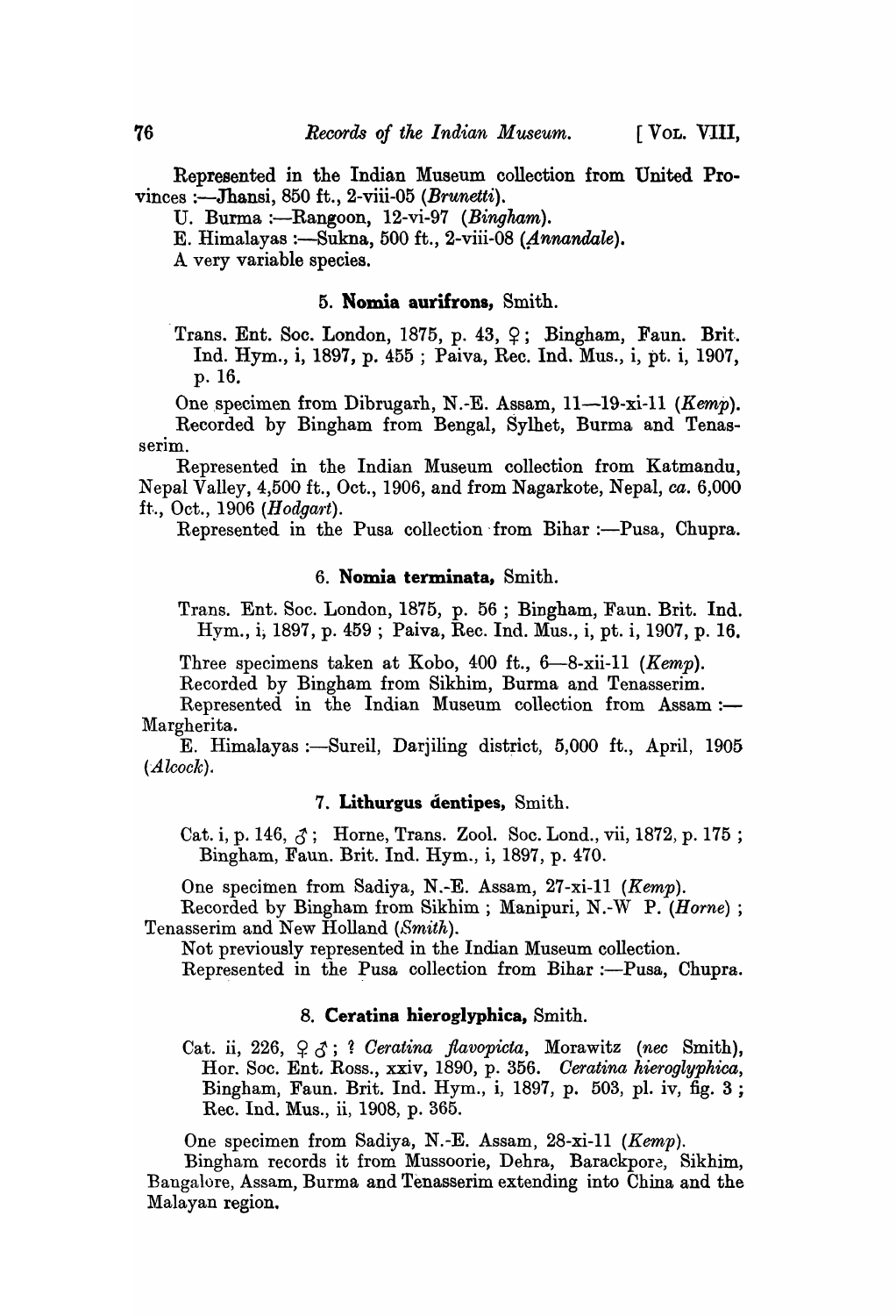Represented in the Indian Museum collection from United Provinces :—Jhansi, 850 ft., 2-viii-05 (*Brunetti*).

U. Burma :—Rangoon, 12-vi-97 (*Bingham*).

E. Himalayas :—Sukna, 500 ft., 2-viii-08 (*Annandale*).

A very variable species.

### 5. **Nomia aurifrons**, Smith.

Trans. Ent. Soc. London, 1875, p. 43, ♀; Bingham, Faun. Brit. Ind. Hym., i, 1897, p. 455 ; Paiva, Rec. Ind. Mus., i, pt. i, 1907, p. 16.

One specimen from Dibrugarh, N.-E. Assam, 11—19-xi-11 (*Kemp*).

Recorded by Bingham from Bengal, Sylhet, Burma and Tenasserim.

Represented in the Indian Museum collection from Katmandu, Nepal Valley, 4,500 ft., Oct., 1906, and from Nagarkote, Nepal, *ca.* 6,000 ft., Oct., 1906 (*Hodgart*).

Represented in the Pusa collection from Bihar :—Pusa, Chupra.

### 6. **Nomia terminata**, Smith.

Trans. Ent. Soc. London, 1875, p. 56 ; Bingham, Faun. Brit. Ind. Hym., i, 1897, p. 459 ; Paiva, Rec. Ind. Mus., i, pt. i, 1907, p. 16.

Three specimens taken at Kobo, 400 ft., 6—8-xii-11 (*Kemp*).

Recorded by Bingham from Sikhim, Burma and Tenasserim.

Represented in the Indian Museum collection from Assam :—Margherita.

E. Himalayas :—Sureil, Darjiling district, 5,000 ft., April, 1905 (*Alcock*).

### 7. **Lithurgus dentipes**, Smith.

Cat. i, p. 146, ♂ ; Horne, Trans. Zool. Soc. Lond., vii, 1872, p. 175 ; Bingham, Faun. Brit. Ind. Hym., i, 1897, p. 470.

One specimen from Sadiya, N.-E. Assam, 27-xi-11 (*Kemp*).

Recorded by Bingham from Sikhim ; Manipuri, N.-W P. (*Horne*) ; Tenasserim and New Holland (*Smith*).

Not previously represented in the Indian Museum collection.

Represented in the Pusa collection from Bihar :—Pusa, Chupra.

### 8. **Ceratina hieroglyphica**, Smith.

Cat. ii, 226, ♀ ♂ ; ? *Ceratina flavopicta*, Morawitz (*nec* Smith), Hor. Soc. Ent. Ross., xxiv, 1890, p. 356. *Ceratina hieroglyphica*, Bingham, Faun. Brit. Ind. Hym., i, 1897, p. 503, pl. iv, fig. 3 ; Rec. Ind. Mus., ii, 1908, p. 365.

One specimen from Sadiya, N.-E. Assam, 28-xi-11 (*Kemp*).

Bingham records it from Mussoorie, Dehra, Barackpore, Sikhim, Bangalore, Assam, Burma and Tenasserim extending into China and the Malayan region.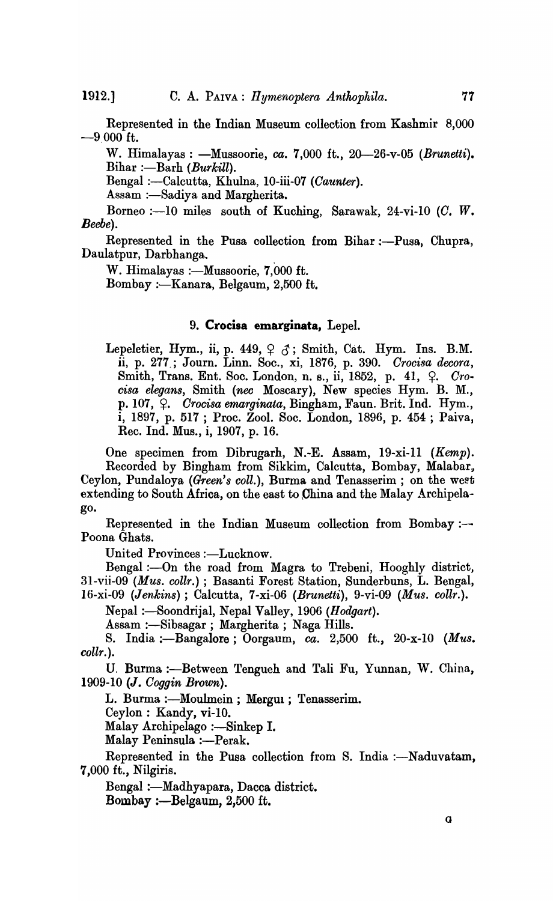Represented in the Indian Museum collection from Kashmir 8,000—9,000 ft.

W. Himalayas : —Mussoorie, *ca.* 7,000 ft., 20—26-v-05 (*Brunetti*).
Bihar :—Barh (*Burkill*).

Bengal :—Calcutta, Khulna, 10-iii-07 (*Caunter*).

Assam :—Sadiya and Margherita.

Borneo :—10 miles south of Kuching, Sarawak, 24-vi-10 (*C. W. Beebe*).

Represented in the Pusa collection from Bihar :—Pusa, Chupra, Daulatpur, Darbhanga.

W. Himalayas :—Mussoorie, 7,000 ft.

Bombay :—Kanara, Belgaum, 2,500 ft.

### 9. **Crocisa emarginata,** Lepel.

Lepeletier, Hym., ii, p. 449, ♀ ♂; Smith, Cat. Hym. Ins. B.M. ii, p. 277 ; Journ. Linn. Soc., xi, 1876, p. 390. *Crocisa decora*, Smith, Trans. Ent. Soc. London, n. s., ii, 1852, p. 41, ♀. *Crocisa elegans*, Smith (*nec* Moscary), New species Hym. B. M., p. 107, ♀. *Crocisa emarginata*, Bingham, Faun. Brit. Ind. Hym., i, 1897, p. 517 ; Proc. Zool. Soc. London, 1896, p. 454 ; Paiva, Rec. Ind. Mus., i, 1907, p. 16.

One specimen from Dibrugarh, N.-E. Assam, 19-xi-11 (*Kemp*).

Recorded by Bingham from Sikkim, Calcutta, Bombay, Malabar, Ceylon, Pundaloya (*Green's coll.*), Burma and Tenasserim ; on the west extending to South Africa, on the east to China and the Malay Archipelago.

Represented in the Indian Museum collection from Bombay :—Poona Ghats.

United Provinces :—Lucknow.

Bengal :—On the road from Magra to Trebeni, Hooghly district, 31-vii-09 (*Mus. collr.*) ; Basanti Forest Station, Sunderbuns, L. Bengal, 16-xi-09 (*Jenkins*) ; Calcutta, 7-xi-06 (*Brunetti*), 9-vi-09 (*Mus. collr.*).

Nepal :—Soondrijal, Nepal Valley, 1906 (*Hodgart*).

Assam :—Sibsagar ; Margherita ; Naga Hills.

S. India :—Bangalore ; Oorgaum, *ca.* 2,500 ft., 20-x-10 (*Mus. collr.*).

U. Burma :—Between Tengueh and Tali Fu, Yunnan, W. China, 1909-10 (*J. Coggin Brown*).

L. Burma :—Moulmein ; Mergui ; Tenasserim.

Ceylon : Kandy, vi-10.

Malay Archipelago :—Sinkep I.

Malay Peninsula :—Perak.

Represented in the Pusa collection from S. India :—Naduvatam, 7,000 ft., Nilgiris.

Bengal :—Madhyapara, Dacca district.

Bombay :—Belgaum, 2,500 ft.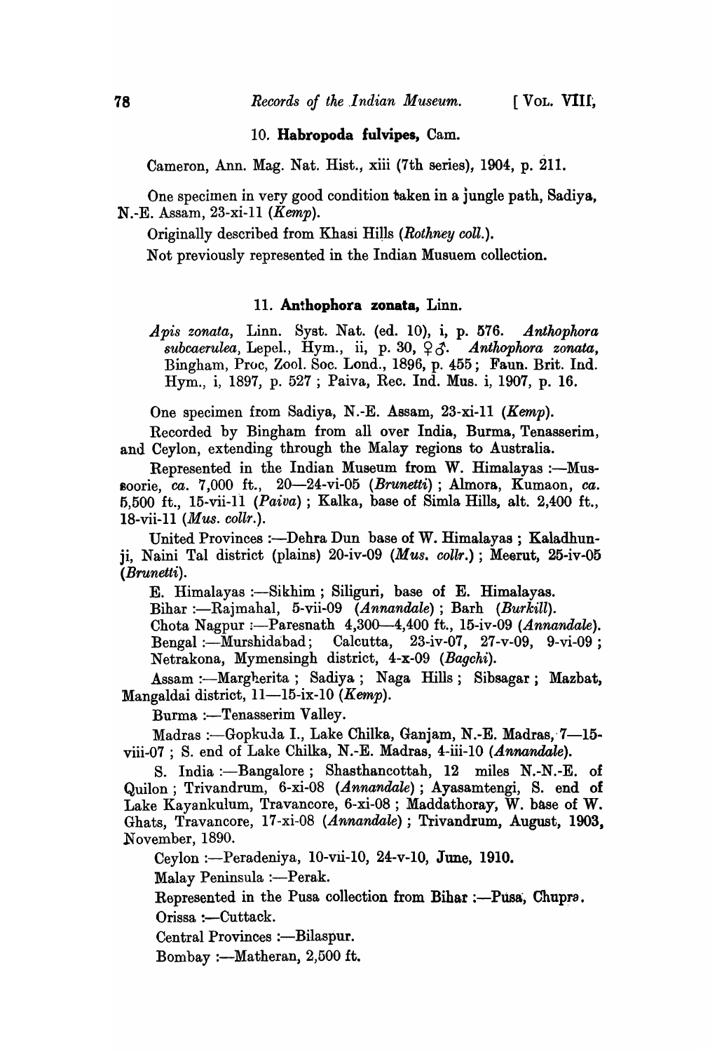### 10. **Habropoda fulvipes**, Cam.

Cameron, Ann. Mag. Nat. Hist., xiii (7th series), 1904, p. 211.

One specimen in very good condition taken in a jungle path, Sadiya, N.-E. Assam, 23-xi-11 (*Kemp*).

Originally described from Khasi Hills (*Rothney coll.*).

Not previously represented in the Indian Musuem collection.

### 11. **Anthophora zonata**, Linn.

*Apis zonata*, Linn. Syst. Nat. (ed. 10), i, p. 576. *Anthophora subcaerulea*, Lepel., Hym., ii, p. 30, ♀♂. *Anthophora zonata*, Bingham, Proc, Zool. Soc. Lond., 1896, p. 455; Faun. Brit. Ind. Hym., i, 1897, p. 527; Paiva, Rec. Ind. Mus. i, 1907, p. 16.

One specimen from Sadiya, N.-E. Assam, 23-xi-11 (*Kemp*).

Recorded by Bingham from all over India, Burma, Tenasserim, and Ceylon, extending through the Malay regions to Australia.

Represented in the Indian Museum from W. Himalayas :—Mussoorie, *ca.* 7,000 ft., 20—24-vi-05 (*Brunetti*); Almora, Kumaon, *ca.* 5,500 ft., 15-vii-11 (*Paiva*); Kalka, base of Simla Hills, alt. 2,400 ft., 18-vii-11 (*Mus. collr.*).

United Provinces :—Dehra Dun base of W. Himalayas; Kaladhunji, Naini Tal district (plains) 20-iv-09 (*Mus. collr.*); Meerut, 25-iv-05 (*Brunetti*).

E. Himalayas :—Sikhim; Siliguri, base of E. Himalayas.

Bihar :—Rajmahal, 5-vii-09 (*Annandale*); Barh (*Burkill*).

Chota Nagpur :—Paresnath 4,300—4,400 ft., 15-iv-09 (*Annandale*).

Bengal :—Murshidabad; Calcutta, 23-iv-07, 27-v-09, 9-vi-09; Netrakona, Mymensingh district, 4-x-09 (*Bagchi*).

Assam :—Margherita; Sadiya; Naga Hills; Sibsagar; Mazbat, Mangaldai district, 11—15-ix-10 (*Kemp*).

Burma :—Tenasserim Valley.

Madras :—Gopkuda I., Lake Chilka, Ganjam, N.-E. Madras, 7—15-viii-07; S. end of Lake Chilka, N.-E. Madras, 4-iii-10 (*Annandale*).

S. India :—Bangalore; Shasthancottah, 12 miles N.-N.-E. of Quilon; Trivandrum, 6-xi-08 (*Annandale*); Ayasamtengi, S. end of Lake Kayankulum, Travancore, 6-xi-08; Maddathoray, W. base of W. Ghats, Travancore, 17-xi-08 (*Annandale*); Trivandrum, August, 1903, November, 1890.

Ceylon :—Peradeniya, 10-vii-10, 24-v-10, June, 1910.

Malay Peninsula :—Perak.

Represented in the Pusa collection from Bihar :—Pusa, Chupra.

Orissa :—Cuttack.

Central Provinces :—Bilaspur.

Bombay :—Matheran, 2,500 ft.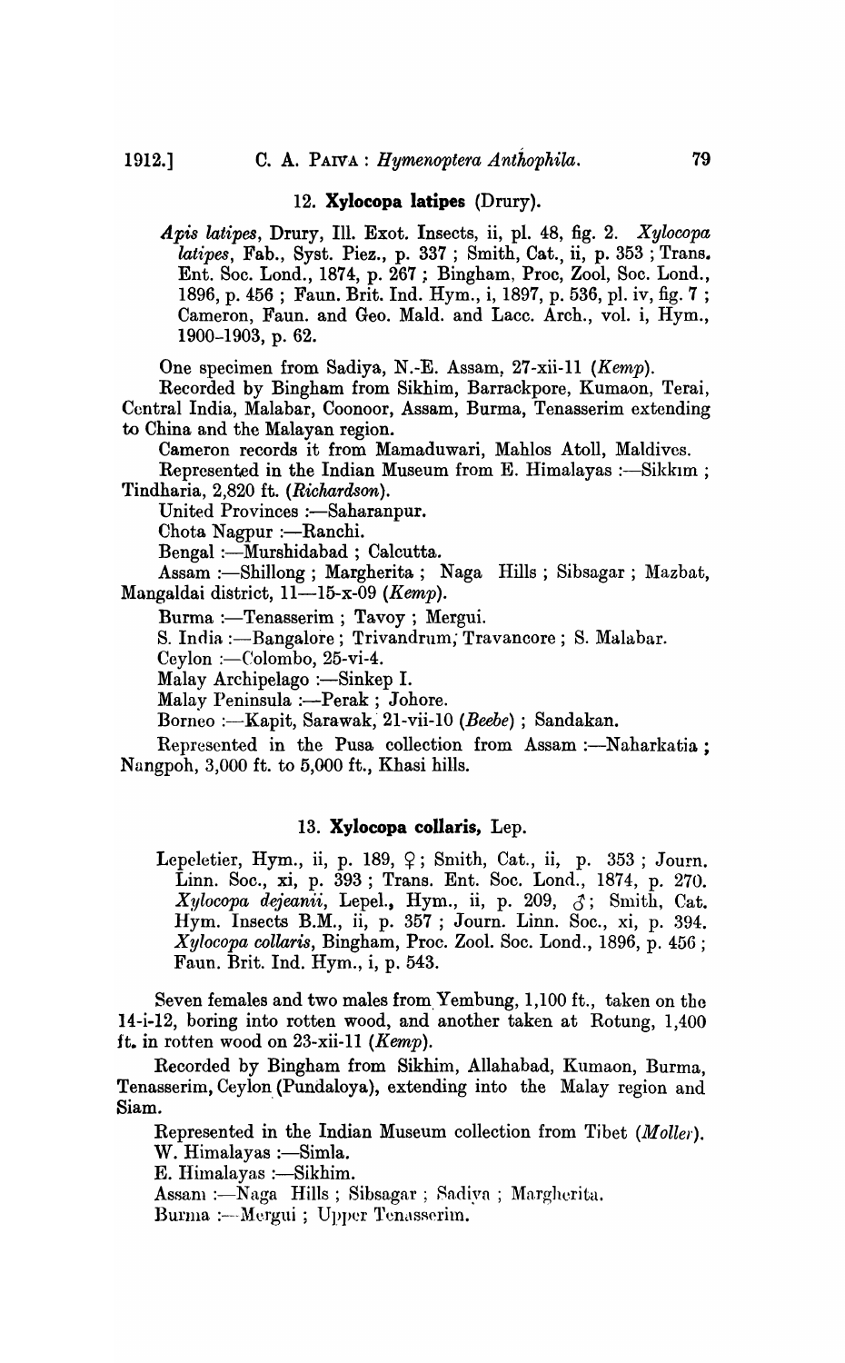### 12. **Xylocopa latipes** (Drury).

*Apis latipes*, Drury, Ill. Exot. Insects, ii, pl. 48, fig. 2. *Xylocopa latipes*, Fab., Syst. Piez., p. 337 ; Smith, Cat., ii, p. 353 ; Trans. Ent. Soc. Lond., 1874, p. 267 ; Bingham, Proc, Zool, Soc. Lond., 1896, p. 456 ; Faun. Brit. Ind. Hym., i, 1897, p. 536, pl. iv, fig. 7 ; Cameron, Faun. and Geo. Mald. and Lacc. Arch., vol. i, Hym., 1900–1903, p. 62.

One specimen from Sadiya, N.-E. Assam, 27-xii-11 (*Kemp*).

Recorded by Bingham from Sikhim, Barrackpore, Kumaon, Terai, Central India, Malabar, Coonoor, Assam, Burma, Tenasserim extending to China and the Malayan region.

Cameron records it from Mamaduwari, Mahlos Atoll, Maldives.

Represented in the Indian Museum from E. Himalayas :—Sikkim ; Tindharia, 2,820 ft. (*Richardson*).

United Provinces :—Saharanpur.

Chota Nagpur :—Ranchi.

Bengal :—Murshidabad ; Calcutta.

Assam :—Shillong ; Margherita ; Naga Hills ; Sibsagar ; Mazbat, Mangaldai district, 11—15-x-09 (*Kemp*).

Burma :—Tenasserim ; Tavoy ; Mergui.

S. India :—Bangalore ; Trivandrum; Travancore ; S. Malabar.

Ceylon :—Colombo, 25-vi-4.

Malay Archipelago :—Sinkep I.

Malay Peninsula :—Perak ; Johore.

Borneo :—Kapit, Sarawak, 21-vii-10 (*Beebe*) ; Sandakan.

Represented in the Pusa collection from Assam :—Naharkatia ; Nangpoh, 3,000 ft. to 5,000 ft., Khasi hills.

### 13. **Xylocopa collaris**, Lep.

Lepeletier, Hym., ii, p. 189, ♀ ; Smith, Cat., ii, p. 353 ; Journ. Linn. Soc., xi, p. 393 ; Trans. Ent. Soc. Lond., 1874, p. 270. *Xylocopa dejeanii*, Lepel., Hym., ii, p. 209, ♂ ; Smith, Cat. Hym. Insects B.M., ii, p. 357 ; Journ. Linn. Soc., xi, p. 394. *Xylocopa collaris*, Bingham, Proc. Zool. Soc. Lond., 1896, p. 456 ; Faun. Brit. Ind. Hym., i, p. 543.

Seven females and two males from Yembung, 1,100 ft., taken on the 14-i-12, boring into rotten wood, and another taken at Rotung, 1,400 ft. in rotten wood on 23-xii-11 (*Kemp*).

Recorded by Bingham from Sikhim, Allahabad, Kumaon, Burma, Tenasserim, Ceylon (Pundaloya), extending into the Malay region and Siam.

Represented in the Indian Museum collection from Tibet (*Moller*).

W. Himalayas :—Simla.

E. Himalayas :—Sikhim.

Assam :—Naga Hills ; Sibsagar ; Sadiya ; Margherita.

Burma :—Mergui ; Upper Tenasserim.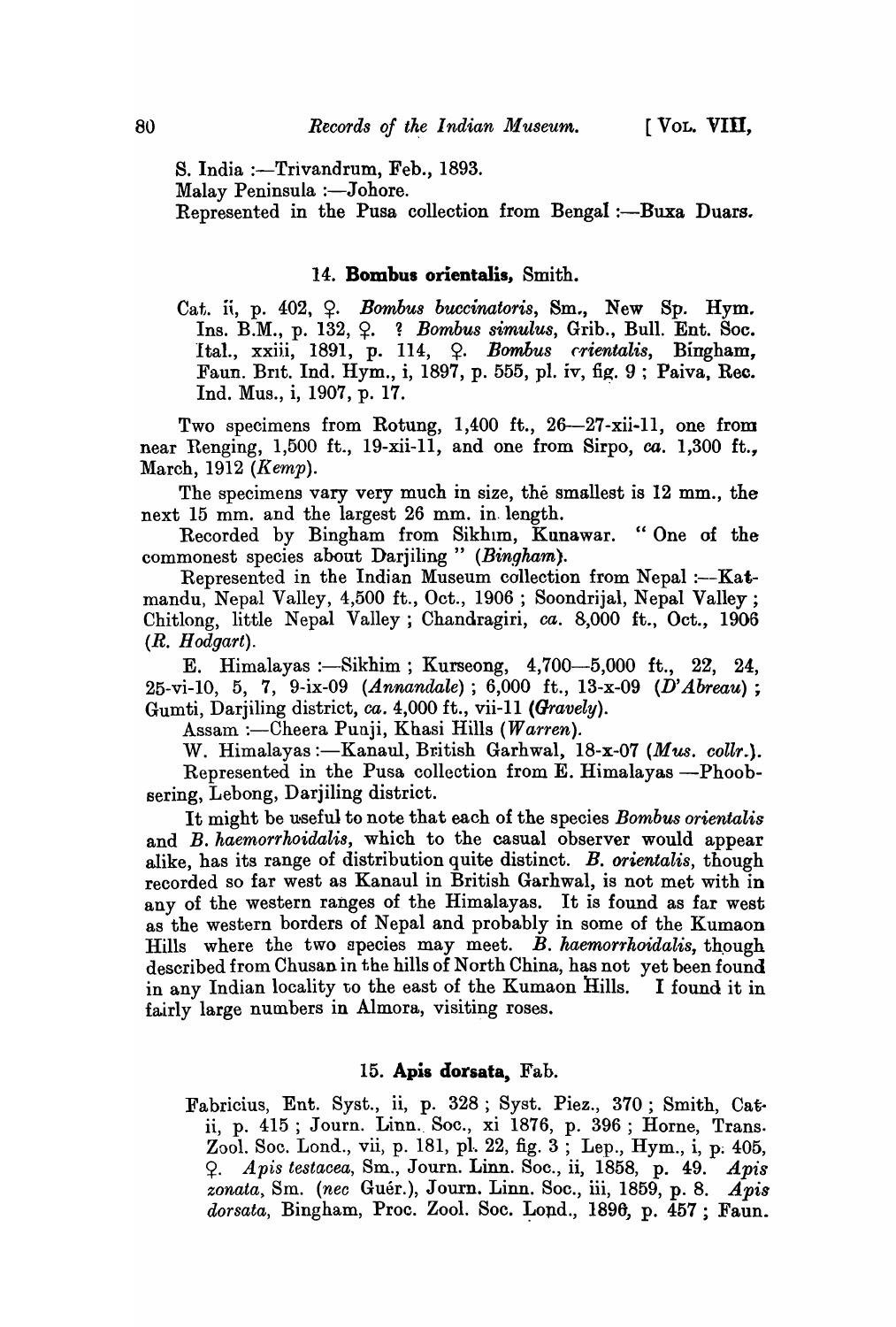S. India :—Trivandrum, Feb., 1893.

Malay Peninsula :—Johore.

Represented in the Pusa collection from Bengal :—Buxa Duars.

### 14. **Bombus orientalis**, Smith.

Cat. ii, p. 402, ♀. *Bombus buccinatoris*, Sm., New Sp. Hym. Ins. B.M., p. 132, ♀. ? *Bombus simulus*, Grib., Bull. Ent. Soc. Ital., xxiii, 1891, p. 114, ♀. *Bombus orientalis*, Bingham, Faun. Brit. Ind. Hym., i, 1897, p. 555, pl. iv, fig. 9 ; Paiva, Rec. Ind. Mus., i, 1907, p. 17.

Two specimens from Rotung, 1,400 ft., 26—27-xii-11, one from near Renging, 1,500 ft., 19-xii-11, and one from Sirpo, *ca.* 1,300 ft., March, 1912 (*Kemp*).

The specimens vary very much in size, the smallest is 12 mm., the next 15 mm. and the largest 26 mm. in length.

Recorded by Bingham from Sikhim, Kunawar. " One of the commonest species about Darjiling " (*Bingham*).

Represented in the Indian Museum collection from Nepal :—Katmandu, Nepal Valley, 4,500 ft., Oct., 1906 ; Soondrijal, Nepal Valley ; Chitlong, little Nepal Valley ; Chandragiri, *ca.* 8,000 ft., Oct., 1906 (*R. Hodgart*).

E. Himalayas :—Sikhim ; Kurseong, 4,700—5,000 ft., 22, 24, 25-vi-10, 5, 7, 9-ix-09 (*Annandale*) ; 6,000 ft., 13-x-09 (*D'Abreau*) ; Gumti, Darjiling district, *ca.* 4,000 ft., vii-11 (*Gravely*).

Assam :—Cheera Punji, Khasi Hills (*Warren*).

W. Himalayas :—Kanaul, British Garhwal, 18-x-07 (*Mus. collr.*).

Represented in the Pusa collection from E. Himalayas —Phoobsering, Lebong, Darjiling district.

It might be useful to note that each of the species *Bombus orientalis* and *B. haemorrhoidalis*, which to the casual observer would appear alike, has its range of distribution quite distinct. *B. orientalis*, though recorded so far west as Kanaul in British Garhwal, is not met with in any of the western ranges of the Himalayas. It is found as far west as the western borders of Nepal and probably in some of the Kumaon Hills where the two species may meet. *B. haemorrhoidalis*, though described from Chusan in the hills of North China, has not yet been found in any Indian locality to the east of the Kumaon Hills. I found it in fairly large numbers in Almora, visiting roses.

### 15. **Apis dorsata**, Fab.

Fabricius, Ent. Syst., ii, p. 328 ; Syst. Piez., 370 ; Smith, Cat. ii, p. 415 ; Journ. Linn. Soc., xi 1876, p. 396 ; Horne, Trans. Zool. Soc. Lond., vii, p. 181, pl. 22, fig. 3 ; Lep., Hym., i, p. 405, ♀. *Apis testacea*, Sm., Journ. Linn. Soc., ii, 1858, p. 49. *Apis zonata*, Sm. (*nec* Guér.), Journ. Linn. Soc., iii, 1859, p. 8. *Apis dorsata*, Bingham, Proc. Zool. Soc. Lond., 1896, p. 457 ; Faun.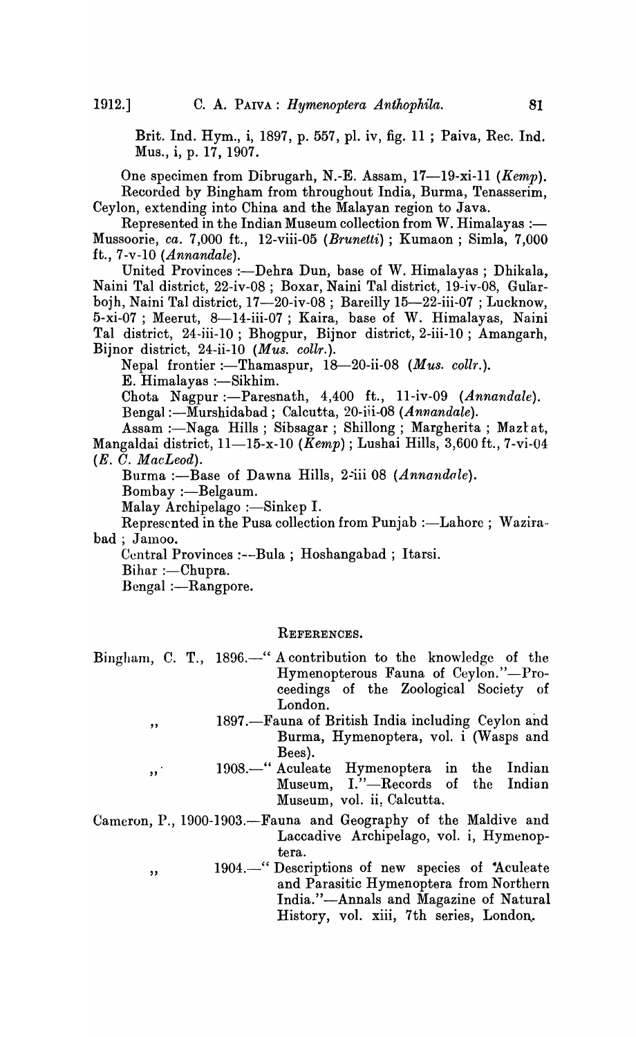Brit. Ind. Hym., i, 1897, p. 557, pl. iv, fig. 11 ; Paiva, Rec. Ind. Mus., i, p. 17, 1907.

One specimen from Dibrugarh, N.-E. Assam, 17—19-xi-11 (*Kemp*).

Recorded by Bingham from throughout India, Burma, Tenasserim, Ceylon, extending into China and the Malayan region to Java.

Represented in the Indian Museum collection from W. Himalayas :— Mussoorie, *ca.* 7,000 ft., 12-viii-05 (*Brunetti*) ; Kumaon ; Simla, 7,000 ft., 7-v-10 (*Annandale*).

United Provinces :—Dehra Dun, base of W. Himalayas ; Dhikala, Naini Tal district, 22-iv-08 ; Boxar, Naini Tal district, 19-iv-08, Gularbojh, Naini Tal district, 17—20-iv-08 ; Bareilly 15—22-iii-07 ; Lucknow, 5-xi-07 ; Meerut, 8—14-iii-07 ; Kaira, base of W. Himalayas, Naini Tal district, 24-iii-10 ; Bhogpur, Bijnor district, 2-iii-10 ; Amangarh, Bijnor district, 24-ii-10 (*Mus. collr.*).

Nepal frontier :—Thamaspur, 18—20-ii-08 (*Mus. collr.*).

E. Himalayas :—Sikhim.

Chota Nagpur :—Paresnath, 4,400 ft., 11-iv-09 (*Annandale*).

Bengal :—Murshidabad ; Calcutta, 20-iii-08 (*Annandale*).

Assam :—Naga Hills ; Sibsagar ; Shillong ; Margherita ; Mazbat, Mangaldai district, 11—15-x-10 (*Kemp*) ; Lushai Hills, 3,600 ft., 7-vi-04 (*E. C. MacLeod*).

Burma :—Base of Dawna Hills, 2-iii 08 (*Annandale*).

Bombay :—Belgaum.

Malay Archipelago :—Sinkep I.

Represented in the Pusa collection from Punjab :—Lahore ; Wazirabad ; Jamoo.

Central Provinces :—Bula ; Hoshangabad ; Itarsi.

Bihar :—Chupra.

Bengal :—Rangpore.

## REFERENCES.

Bingham, C. T., 1896.—" A contribution to the knowledge of the Hymenopterous Fauna of Ceylon."—Proceedings of the Zoological Society of London.

,, 1897.—Fauna of British India including Ceylon and Burma, Hymenoptera, vol. i (Wasps and Bees).

,, 1908.—" Aculeate Hymenoptera in the Indian Museum, I."—Records of the Indian Museum, vol. ii, Calcutta.

Cameron, P., 1900-1903.—Fauna and Geography of the Maldive and Laccadive Archipelago, vol. i, Hymenoptera.

,, 1904.—" Descriptions of new species of Aculeate and Parasitic Hymenoptera from Northern India."—Annals and Magazine of Natural History, vol. xiii, 7th series, London.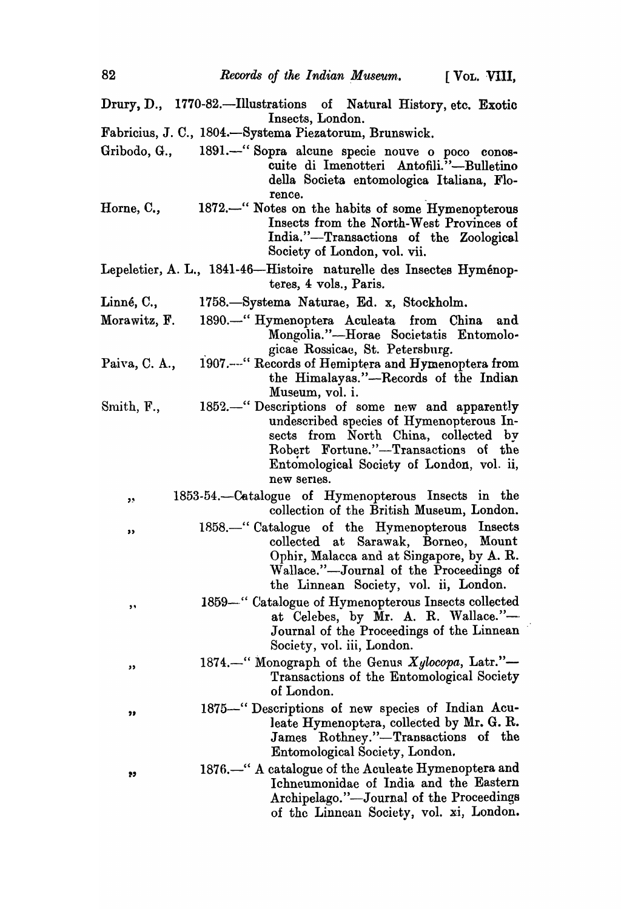Drury, D., 1770-82.—Illustrations of Natural History, etc. Exotic Insects, London.

Fabricius, J. C., 1804.—Systema Piezatorum, Brunswick.

Gribodo, G., 1891.—" Sopra alcune specie nouve o poco conoscuite di Imenotteri Antofili."—Bulletino della Societa entomologica Italiana, Florence.

Horne, C., 1872.—" Notes on the habits of some Hymenopterous Insects from the North-West Provinces of India."—Transactions of the Zoological Society of London, vol. vii.

Lepeletier, A. L., 1841-46—Histoire naturelle des Insectes Hyménopteres, 4 vols., Paris.

Linné, C., 1758.—Systema Naturae, Ed. x, Stockholm.

Morawitz, F. 1890.—" Hymenoptera Aculeata from China and Mongolia."—Horae Societatis Entomologicae Rossicae, St. Petersburg.

Paiva, C. A., 1907.—" Records of Hemiptera and Hymenoptera from the Himalayas."—Records of the Indian Museum, vol. i.

Smith, F., 1852.—" Descriptions of some new and apparently undescribed species of Hymenopterous Insects from North China, collected by Robert Fortune."—Transactions of the Entomological Society of London, vol. ii, new series.

" 1853-54.—Catalogue of Hymenopterous Insects in the collection of the British Museum, London.

" 1858.—" Catalogue of the Hymenopterous Insects collected at Sarawak, Borneo, Mount Ophir, Malacca and at Singapore, by A. R. Wallace."—Journal of the Proceedings of the Linnean Society, vol. ii, London.

" 1859—" Catalogue of Hymenopterous Insects collected at Celebes, by Mr. A. R. Wallace."—Journal of the Proceedings of the Linnean Society, vol. iii, London.

" 1874.—" Monograph of the Genus *Xylocopa*, Latr."—Transactions of the Entomological Society of London.

" 1875—" Descriptions of new species of Indian Aculeate Hymenoptera, collected by Mr. G. R. James Rothney."—Transactions of the Entomological Society, London.

" 1876.—" A catalogue of the Aculeate Hymenoptera and Ichneumonidae of India and the Eastern Archipelago."—Journal of the Proceedings of the Linnean Society, vol. xi, London.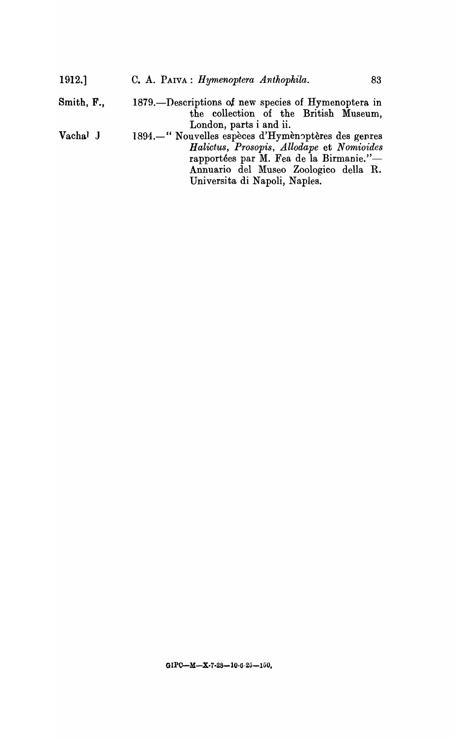Smith, F., 1879.—Descriptions of new species of Hymenoptera in the collection of the British Museum, London, parts i and ii.

Vachal J 1894.—" Nouvelles espèces d'Hymènoptères des genres *Halictus*, *Prosopis*, *Allodape* et *Nomioides* rapportées par M. Fea de la Birmanie."—Annuario del Museo Zoologico della R. Universita di Napoli, Naples.

GIPC—M—X-7-28—10-6-25—150.